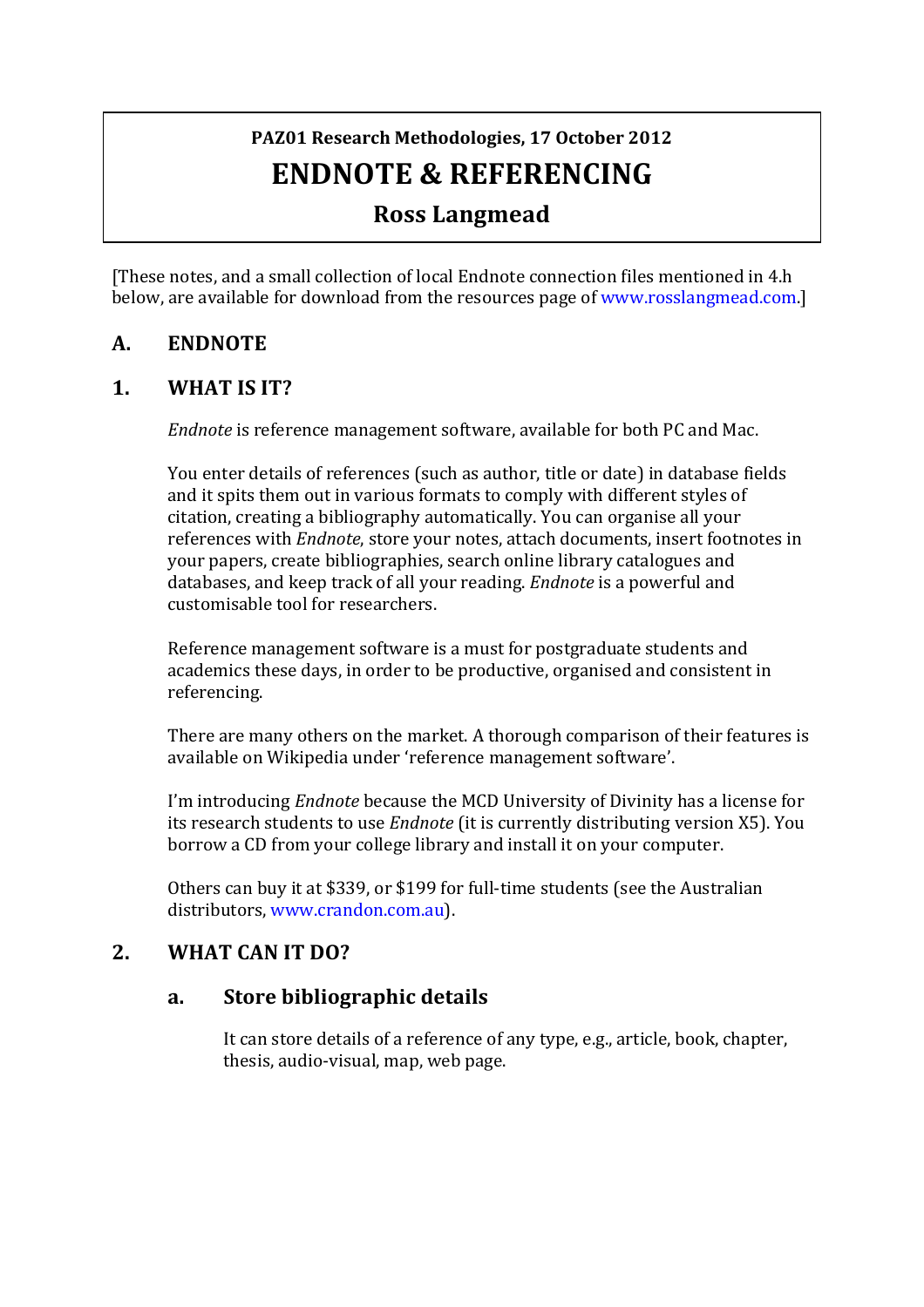**PAZ01 Research Methodologies, 17 October 2012**

# ENDNOTE & REFERENCING

**Ross Langmead**

[These notes, and a small collection of local Endnote connection files mentioned in 4.h below, are available for download from the resources page of www.rosslangmead.com.]

## A. ENDNOTE

## 1. WHAT IS IT?

*Endnote* is reference management software, available for both PC and Mac.

You enter details of references (such as author, title or date) in database fields and it spits them out in various formats to comply with different styles of citation, creating a bibliography automatically. You can organise all your references with *Endnote*, store your notes, attach documents, insert footnotes in your papers, create bibliographies, search online library catalogues and databases, and keep track of all your reading. *Endnote* is a powerful and customisable tool for researchers.

Reference management software is a must for postgraduate students and academics these days, in order to be productive, organised and consistent in referencing.

There are many others on the market. A thorough comparison of their features is available on Wikipedia under 'reference management software'.

I'm introducing *Endnote* because the MCD University of Divinity has a license for its research students to use *Endnote* (it is currently distributing version X5). You borrow a CD from your college library and install it on your computer.

Others can buy it at $339, or $199 for full-time students (see the Australian distributors, www.crandon.com.au).

## 2. WHAT CAN IT DO?

### a. Store bibliographic details

It can store details of a reference of any type, e.g., article, book, chapter, thesis, audio-visual, map, web page.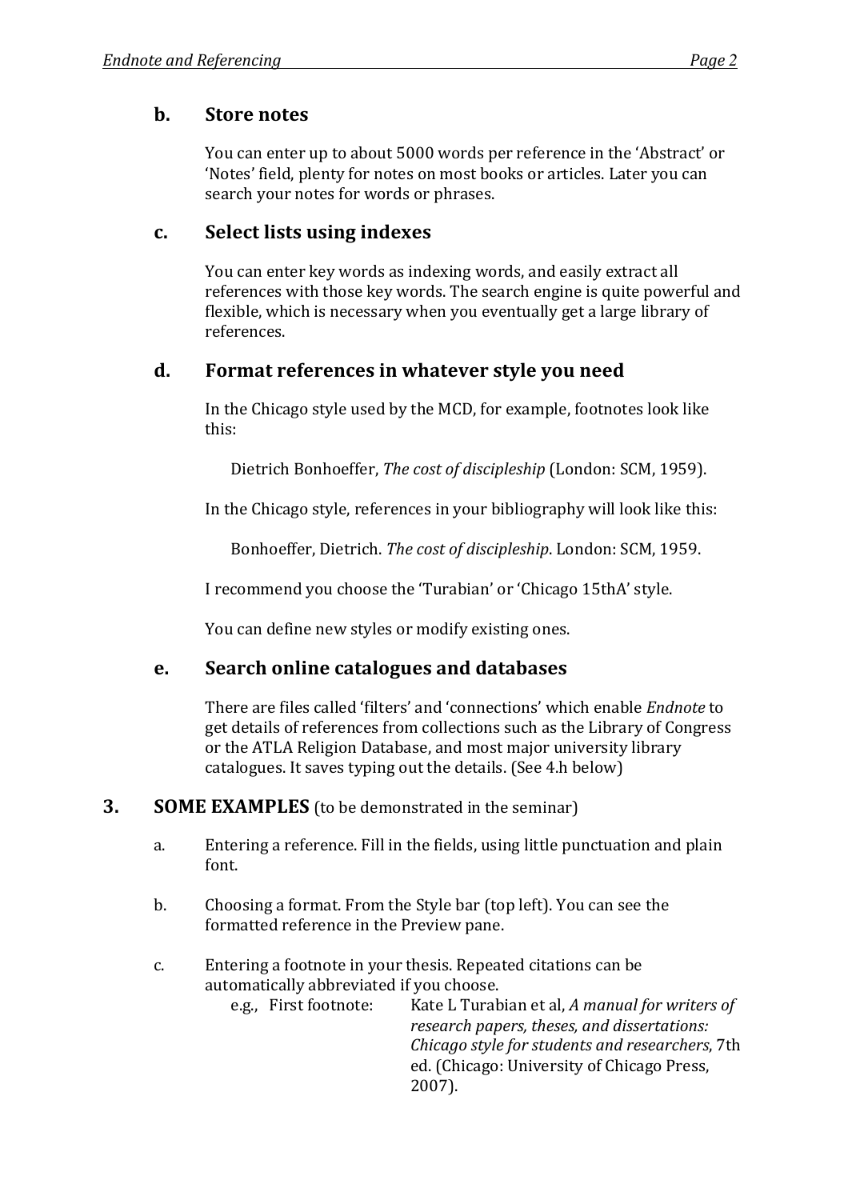### b. Store notes

You can enter up to about 5000 words per reference in the 'Abstract' or 'Notes' field, plenty for notes on most books or articles. Later you can search your notes for words or phrases.

### c. Select lists using indexes

You can enter key words as indexing words, and easily extract all references with those key words. The search engine is quite powerful and flexible, which is necessary when you eventually get a large library of references.

### d. Format references in whatever style you need

In the Chicago style used by the MCD, for example, footnotes look like this:

> Dietrich Bonhoeffer, *The cost of discipleship* (London: SCM, 1959).

In the Chicago style, references in your bibliography will look like this:

> Bonhoeffer, Dietrich. *The cost of discipleship*. London: SCM, 1959.

I recommend you choose the 'Turabian' or 'Chicago 15thA' style.

You can define new styles or modify existing ones.

### e. Search online catalogues and databases

There are files called 'filters' and 'connections' which enable *Endnote* to get details of references from collections such as the Library of Congress or the ATLA Religion Database, and most major university library catalogues. It saves typing out the details. (See 4.h below)

## 3. SOME EXAMPLES (to be demonstrated in the seminar)

a. Entering a reference. Fill in the fields, using little punctuation and plain font.

b. Choosing a format. From the Style bar (top left). You can see the formatted reference in the Preview pane.

c. Entering a footnote in your thesis. Repeated citations can be automatically abbreviated if you choose.

   e.g., First footnote: Kate L Turabian et al, *A manual for writers of research papers, theses, and dissertations: Chicago style for students and researchers*, 7th ed. (Chicago: University of Chicago Press, 2007).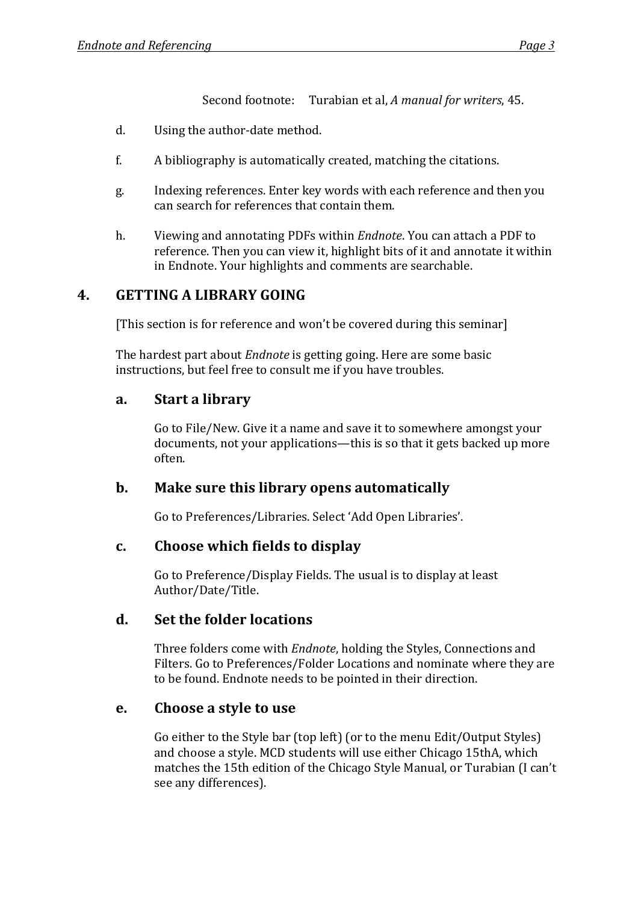Second footnote: Turabian et al, *A manual for writers*, 45.

d. Using the author-date method.

f. A bibliography is automatically created, matching the citations.

g. Indexing references. Enter key words with each reference and then you can search for references that contain them.

h. Viewing and annotating PDFs within *Endnote*. You can attach a PDF to reference. Then you can view it, highlight bits of it and annotate it within in Endnote. Your highlights and comments are searchable.

## 4. GETTING A LIBRARY GOING

[This section is for reference and won't be covered during this seminar]

The hardest part about *Endnote* is getting going. Here are some basic instructions, but feel free to consult me if you have troubles.

### a. Start a library

Go to File/New. Give it a name and save it to somewhere amongst your documents, not your applications—this is so that it gets backed up more often.

### b. Make sure this library opens automatically

Go to Preferences/Libraries. Select 'Add Open Libraries'.

### c. Choose which fields to display

Go to Preference/Display Fields. The usual is to display at least Author/Date/Title.

### d. Set the folder locations

Three folders come with *Endnote*, holding the Styles, Connections and Filters. Go to Preferences/Folder Locations and nominate where they are to be found. Endnote needs to be pointed in their direction.

### e. Choose a style to use

Go either to the Style bar (top left) (or to the menu Edit/Output Styles) and choose a style. MCD students will use either Chicago 15thA, which matches the 15th edition of the Chicago Style Manual, or Turabian (I can't see any differences).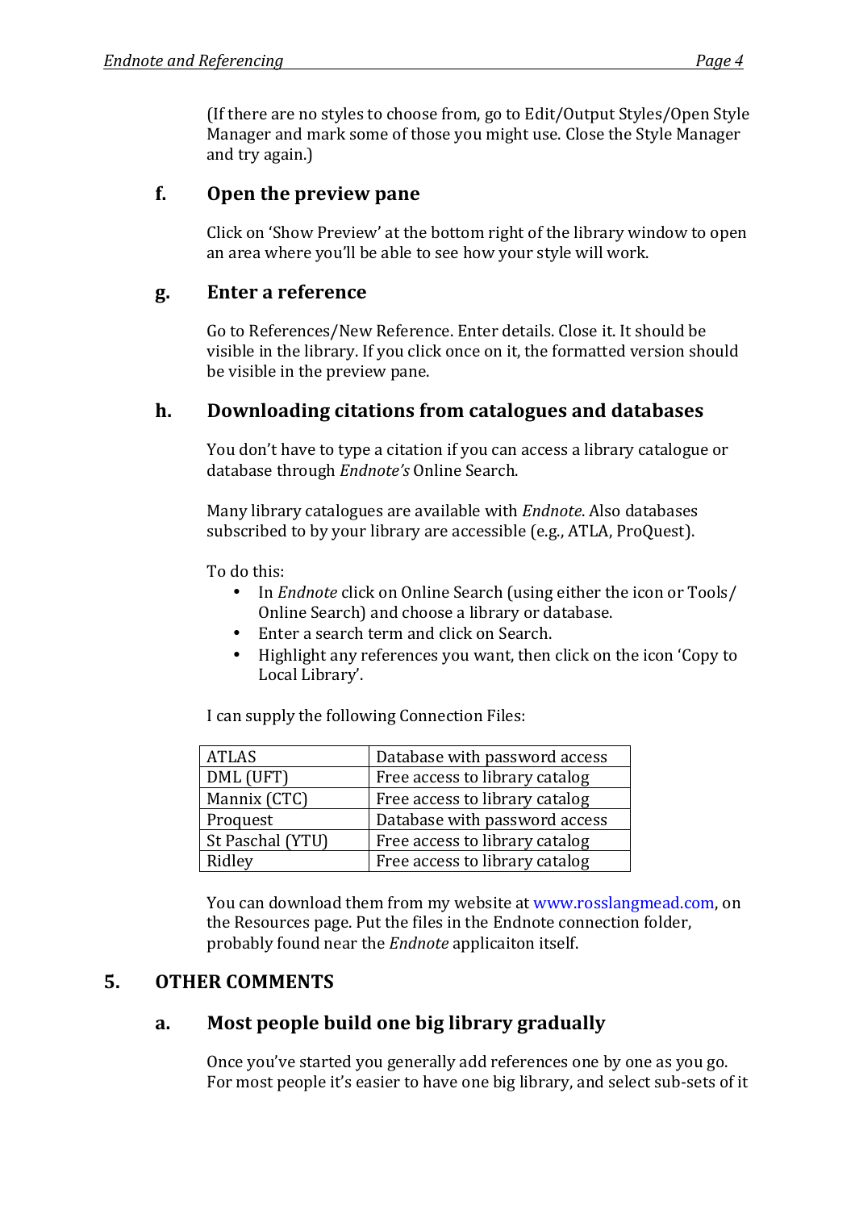(If there are no styles to choose from, go to Edit/Output Styles/Open Style Manager and mark some of those you might use. Close the Style Manager and try again.)

### f. Open the preview pane

Click on 'Show Preview' at the bottom right of the library window to open an area where you'll be able to see how your style will work.

### g. Enter a reference

Go to References/New Reference. Enter details. Close it. It should be visible in the library. If you click once on it, the formatted version should be visible in the preview pane.

### h. Downloading citations from catalogues and databases

You don't have to type a citation if you can access a library catalogue or database through *Endnote's* Online Search.

Many library catalogues are available with *Endnote*. Also databases subscribed to by your library are accessible (e.g., ATLA, ProQuest).

To do this:

- In *Endnote* click on Online Search (using either the icon or Tools/ Online Search) and choose a library or database.
- Enter a search term and click on Search.
- Highlight any references you want, then click on the icon 'Copy to Local Library'.

I can supply the following Connection Files:

| ATLAS | Database with password access |
|---|---|
| DML (UFT) | Free access to library catalog |
| Mannix (CTC) | Free access to library catalog |
| Proquest | Database with password access |
| St Paschal (YTU) | Free access to library catalog |
| Ridley | Free access to library catalog |

You can download them from my website at www.rosslangmead.com, on the Resources page. Put the files in the Endnote connection folder, probably found near the *Endnote* applicaiton itself.

## 5. OTHER COMMENTS

### a. Most people build one big library gradually

Once you've started you generally add references one by one as you go. For most people it's easier to have one big library, and select sub-sets of it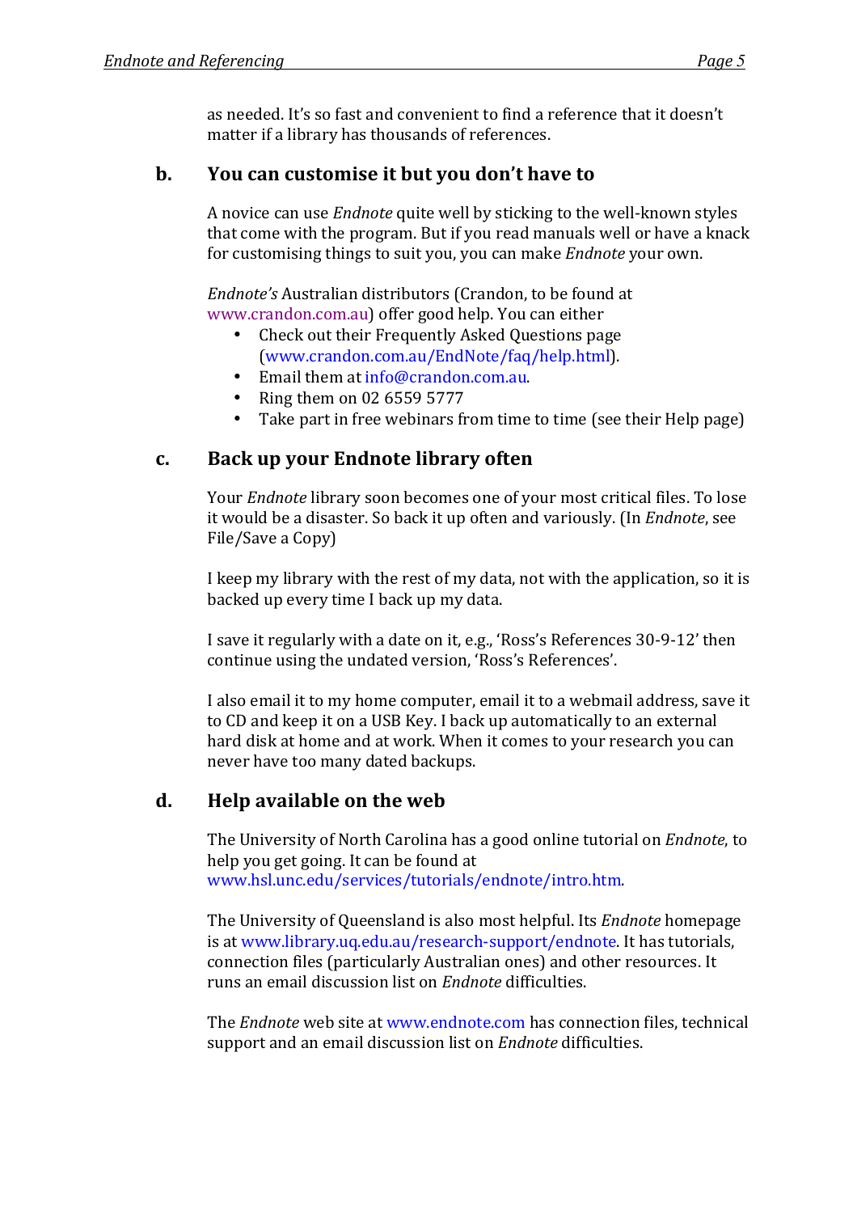as needed. It's so fast and convenient to find a reference that it doesn't matter if a library has thousands of references.

## b. You can customise it but you don't have to

A novice can use *Endnote* quite well by sticking to the well-known styles that come with the program. But if you read manuals well or have a knack for customising things to suit you, you can make *Endnote* your own.

*Endnote's* Australian distributors (Crandon, to be found at www.crandon.com.au) offer good help. You can either

- Check out their Frequently Asked Questions page (www.crandon.com.au/EndNote/faq/help.html).
- Email them at info@crandon.com.au.
- Ring them on 02 6559 5777
- Take part in free webinars from time to time (see their Help page)

## c. Back up your Endnote library often

Your *Endnote* library soon becomes one of your most critical files. To lose it would be a disaster. So back it up often and variously. (In *Endnote*, see File/Save a Copy)

I keep my library with the rest of my data, not with the application, so it is backed up every time I back up my data.

I save it regularly with a date on it, e.g., 'Ross's References 30-9-12' then continue using the undated version, 'Ross's References'.

I also email it to my home computer, email it to a webmail address, save it to CD and keep it on a USB Key. I back up automatically to an external hard disk at home and at work. When it comes to your research you can never have too many dated backups.

## d. Help available on the web

The University of North Carolina has a good online tutorial on *Endnote*, to help you get going. It can be found at www.hsl.unc.edu/services/tutorials/endnote/intro.htm.

The University of Queensland is also most helpful. Its *Endnote* homepage is at www.library.uq.edu.au/research-support/endnote. It has tutorials, connection files (particularly Australian ones) and other resources. It runs an email discussion list on *Endnote* difficulties.

The *Endnote* web site at www.endnote.com has connection files, technical support and an email discussion list on *Endnote* difficulties.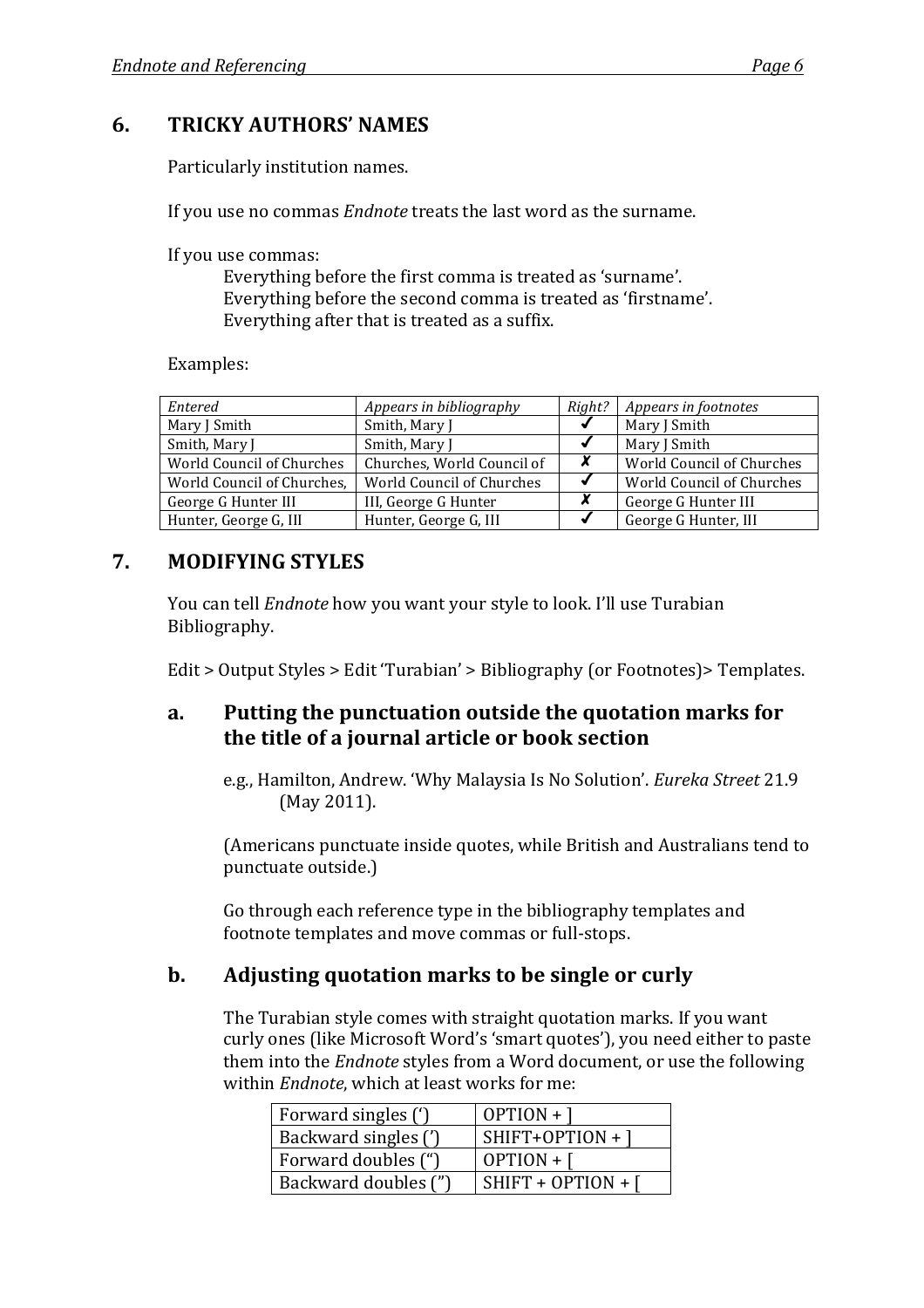## 6. TRICKY AUTHORS' NAMES

Particularly institution names.

If you use no commas *Endnote* treats the last word as the surname.

If you use commas:

Everything before the first comma is treated as 'surname'.
Everything before the second comma is treated as 'firstname'.
Everything after that is treated as a suffix.

Examples:

| *Entered* | *Appears in bibliography* | *Right?* | *Appears in footnotes* |
|---|---|---|---|
| Mary J Smith | Smith, Mary J | ✓ | Mary J Smith |
| Smith, Mary J | Smith, Mary J | ✓ | Mary J Smith |
| World Council of Churches | Churches, World Council of | ✗ | World Council of Churches |
| World Council of Churches, | World Council of Churches | ✓ | World Council of Churches |
| George G Hunter III | III, George G Hunter | ✗ | George G Hunter III |
| Hunter, George G, III | Hunter, George G, III | ✓ | George G Hunter, III |

## 7. MODIFYING STYLES

You can tell *Endnote* how you want your style to look. I'll use Turabian Bibliography.

Edit > Output Styles > Edit 'Turabian' > Bibliography (or Footnotes)> Templates.

### a. Putting the punctuation outside the quotation marks for the title of a journal article or book section

e.g., Hamilton, Andrew. 'Why Malaysia Is No Solution'. *Eureka Street* 21.9 (May 2011).

(Americans punctuate inside quotes, while British and Australians tend to punctuate outside.)

Go through each reference type in the bibliography templates and footnote templates and move commas or full-stops.

### b. Adjusting quotation marks to be single or curly

The Turabian style comes with straight quotation marks. If you want curly ones (like Microsoft Word's 'smart quotes'), you need either to paste them into the *Endnote* styles from a Word document, or use the following within *Endnote*, which at least works for me:

| Forward singles (‘) | OPTION + ] |
|---|---|
| Backward singles (’) | SHIFT+OPTION + ] |
| Forward doubles (“) | OPTION + [ |
| Backward doubles (”) | SHIFT + OPTION + [ |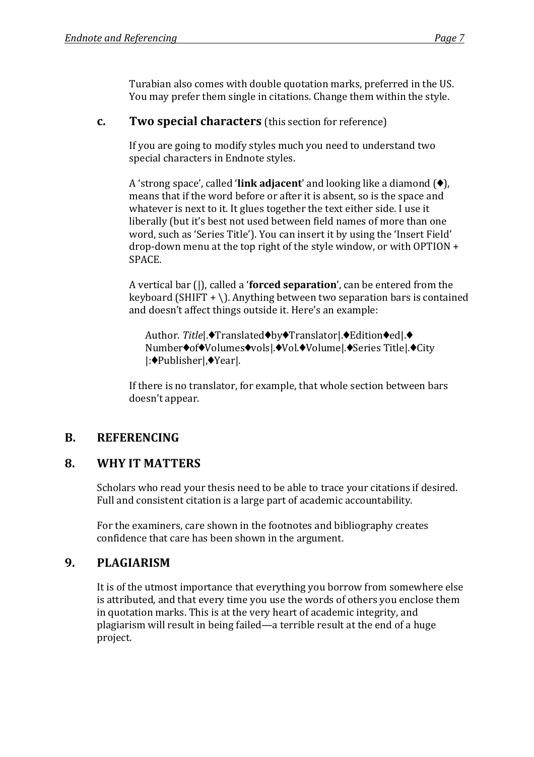Turabian also comes with double quotation marks, preferred in the US. You may prefer them single in citations. Change them within the style.

### c. **Two special characters** (this section for reference)

If you are going to modify styles much you need to understand two special characters in Endnote styles.

A 'strong space', called '**link adjacent**' and looking like a diamond (♦), means that if the word before or after it is absent, so is the space and whatever is next to it. It glues together the text either side. I use it liberally (but it's best not used between field names of more than one word, such as 'Series Title'). You can insert it by using the 'Insert Field' drop-down menu at the top right of the style window, or with OPTION + SPACE.

A vertical bar (|), called a '**forced separation**', can be entered from the keyboard (SHIFT + \). Anything between two separation bars is contained and doesn't affect things outside it. Here's an example:

> Author. *Title*|.♦Translated♦by♦Translator|.♦Edition♦ed|.♦ Number♦of♦Volumes♦vols|.♦Vol.♦Volume|.♦Series Title|.♦City |:♦Publisher|,♦Year|.

If there is no translator, for example, that whole section between bars doesn't appear.

# B. REFERENCING

## 8. WHY IT MATTERS

Scholars who read your thesis need to be able to trace your citations if desired. Full and consistent citation is a large part of academic accountability.

For the examiners, care shown in the footnotes and bibliography creates confidence that care has been shown in the argument.

## 9. PLAGIARISM

It is of the utmost importance that everything you borrow from somewhere else is attributed, and that every time you use the words of others you enclose them in quotation marks. This is at the very heart of academic integrity, and plagiarism will result in being failed—a terrible result at the end of a huge project.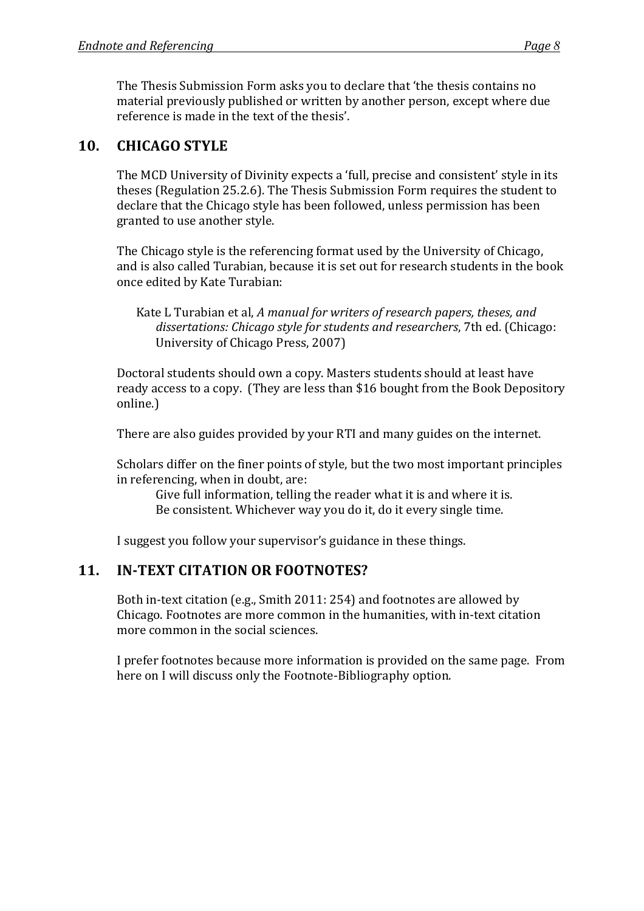The Thesis Submission Form asks you to declare that 'the thesis contains no material previously published or written by another person, except where due reference is made in the text of the thesis'.

## 10. CHICAGO STYLE

The MCD University of Divinity expects a 'full, precise and consistent' style in its theses (Regulation 25.2.6). The Thesis Submission Form requires the student to declare that the Chicago style has been followed, unless permission has been granted to use another style.

The Chicago style is the referencing format used by the University of Chicago, and is also called Turabian, because it is set out for research students in the book once edited by Kate Turabian:

> Kate L Turabian et al, *A manual for writers of research papers, theses, and dissertations: Chicago style for students and researchers*, 7th ed. (Chicago: University of Chicago Press, 2007)

Doctoral students should own a copy. Masters students should at least have ready access to a copy. (They are less than $16 bought from the Book Depository online.)

There are also guides provided by your RTI and many guides on the internet.

Scholars differ on the finer points of style, but the two most important principles in referencing, when in doubt, are:

> Give full information, telling the reader what it is and where it is.
> Be consistent. Whichever way you do it, do it every single time.

I suggest you follow your supervisor's guidance in these things.

## 11. IN-TEXT CITATION OR FOOTNOTES?

Both in-text citation (e.g., Smith 2011: 254) and footnotes are allowed by Chicago. Footnotes are more common in the humanities, with in-text citation more common in the social sciences.

I prefer footnotes because more information is provided on the same page. From here on I will discuss only the Footnote-Bibliography option.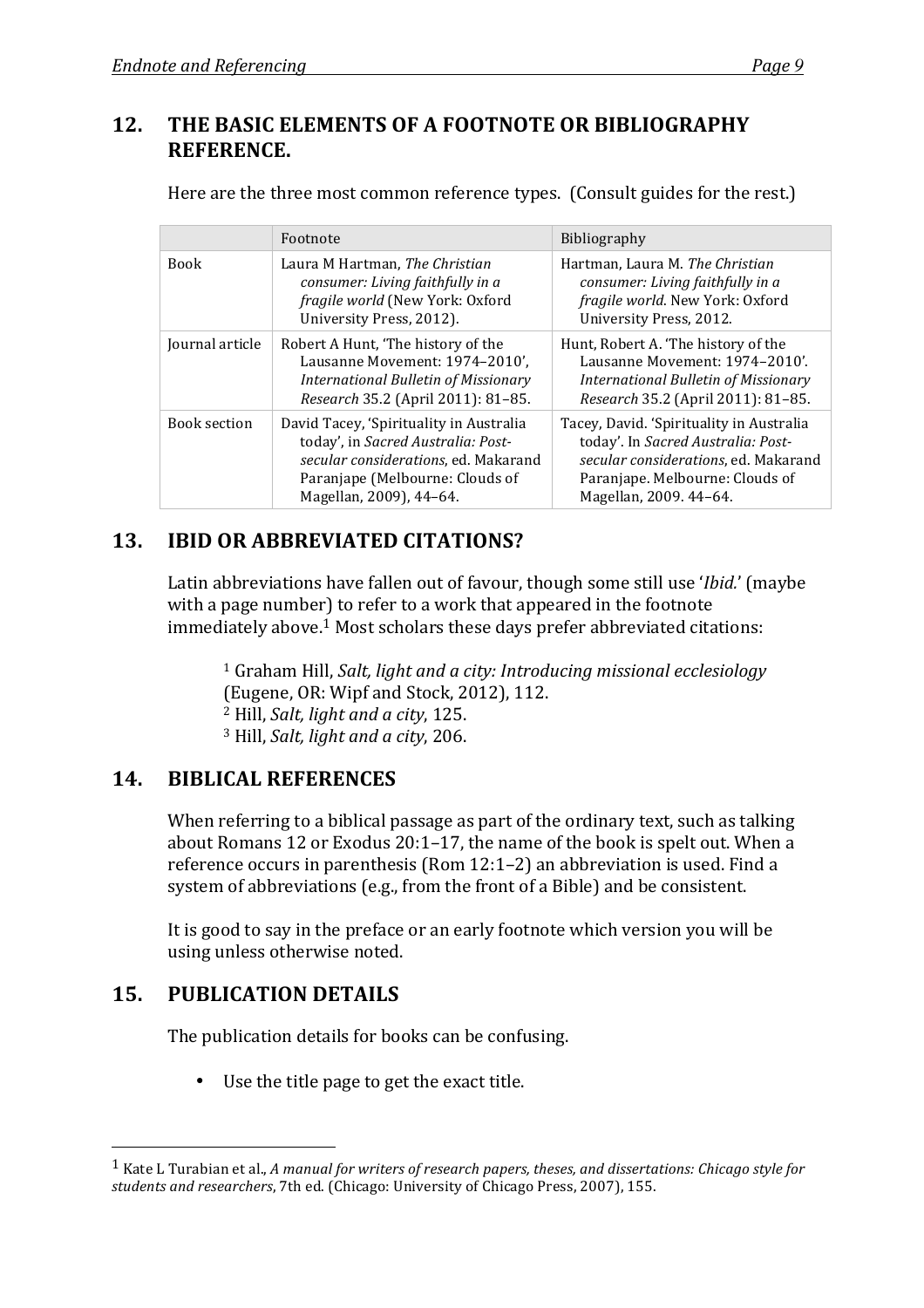## 12. THE BASIC ELEMENTS OF A FOOTNOTE OR BIBLIOGRAPHY REFERENCE.

Here are the three most common reference types. (Consult guides for the rest.)

| | Footnote | Bibliography |
|---|---|---|
| Book | Laura M Hartman, *The Christian consumer: Living faithfully in a fragile world* (New York: Oxford University Press, 2012). | Hartman, Laura M. *The Christian consumer: Living faithfully in a fragile world*. New York: Oxford University Press, 2012. |
| Journal article | Robert A Hunt, 'The history of the Lausanne Movement: 1974–2010', *International Bulletin of Missionary Research* 35.2 (April 2011): 81–85. | Hunt, Robert A. 'The history of the Lausanne Movement: 1974–2010'. *International Bulletin of Missionary Research* 35.2 (April 2011): 81–85. |
| Book section | David Tacey, 'Spirituality in Australia today', in *Sacred Australia: Post-secular considerations*, ed. Makarand Paranjape (Melbourne: Clouds of Magellan, 2009), 44–64. | Tacey, David. 'Spirituality in Australia today'. In *Sacred Australia: Post-secular considerations*, ed. Makarand Paranjape. Melbourne: Clouds of Magellan, 2009. 44–64. |

## 13. IBID OR ABBREVIATED CITATIONS?

Latin abbreviations have fallen out of favour, though some still use '*Ibid.*' (maybe with a page number) to refer to a work that appeared in the footnote immediately above.[1] Most scholars these days prefer abbreviated citations:

> [1] Graham Hill, *Salt, light and a city: Introducing missional ecclesiology* (Eugene, OR: Wipf and Stock, 2012), 112.
> [2] Hill, *Salt, light and a city*, 125.
> [3] Hill, *Salt, light and a city*, 206.

## 14. BIBLICAL REFERENCES

When referring to a biblical passage as part of the ordinary text, such as talking about Romans 12 or Exodus 20:1–17, the name of the book is spelt out. When a reference occurs in parenthesis (Rom 12:1–2) an abbreviation is used. Find a system of abbreviations (e.g., from the front of a Bible) and be consistent.

It is good to say in the preface or an early footnote which version you will be using unless otherwise noted.

## 15. PUBLICATION DETAILS

The publication details for books can be confusing.

- Use the title page to get the exact title.

---

[1] Kate L Turabian et al., *A manual for writers of research papers, theses, and dissertations: Chicago style for students and researchers*, 7th ed. (Chicago: University of Chicago Press, 2007), 155.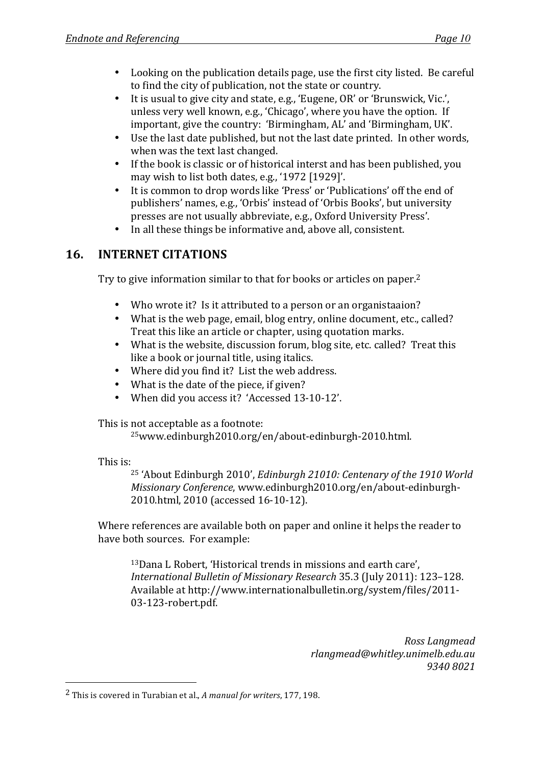- Looking on the publication details page, use the first city listed. Be careful to find the city of publication, not the state or country.
- It is usual to give city and state, e.g., 'Eugene, OR' or 'Brunswick, Vic.', unless very well known, e.g., 'Chicago', where you have the option. If important, give the country: 'Birmingham, AL' and 'Birmingham, UK'.
- Use the last date published, but not the last date printed. In other words, when was the text last changed.
- If the book is classic or of historical interst and has been published, you may wish to list both dates, e.g., '1972 [1929]'.
- It is common to drop words like 'Press' or 'Publications' off the end of publishers' names, e.g., 'Orbis' instead of 'Orbis Books', but university presses are not usually abbreviate, e.g., Oxford University Press'.
- In all these things be informative and, above all, consistent.

## 16. INTERNET CITATIONS

Try to give information similar to that for books or articles on paper.[2]

- Who wrote it? Is it attributed to a person or an organistaaion?
- What is the web page, email, blog entry, online document, etc., called? Treat this like an article or chapter, using quotation marks.
- What is the website, discussion forum, blog site, etc. called? Treat this like a book or journal title, using italics.
- Where did you find it? List the web address.
- What is the date of the piece, if given?
- When did you access it? 'Accessed 13-10-12'.

This is not acceptable as a footnote:

> [25]www.edinburgh2010.org/en/about-edinburgh-2010.html.

This is:

> [25] 'About Edinburgh 2010', *Edinburgh 21010: Centenary of the 1910 World Missionary Conference*, www.edinburgh2010.org/en/about-edinburgh-2010.html, 2010 (accessed 16-10-12).

Where references are available both on paper and online it helps the reader to have both sources. For example:

> [13]Dana L Robert, 'Historical trends in missions and earth care', *International Bulletin of Missionary Research* 35.3 (July 2011): 123–128. Available at http://www.internationalbulletin.org/system/files/2011-03-123-robert.pdf.

*Ross Langmead*
*rlangmead@whitley.unimelb.edu.au*
*9340 8021*

---

[2] This is covered in Turabian et al., *A manual for writers*, 177, 198.